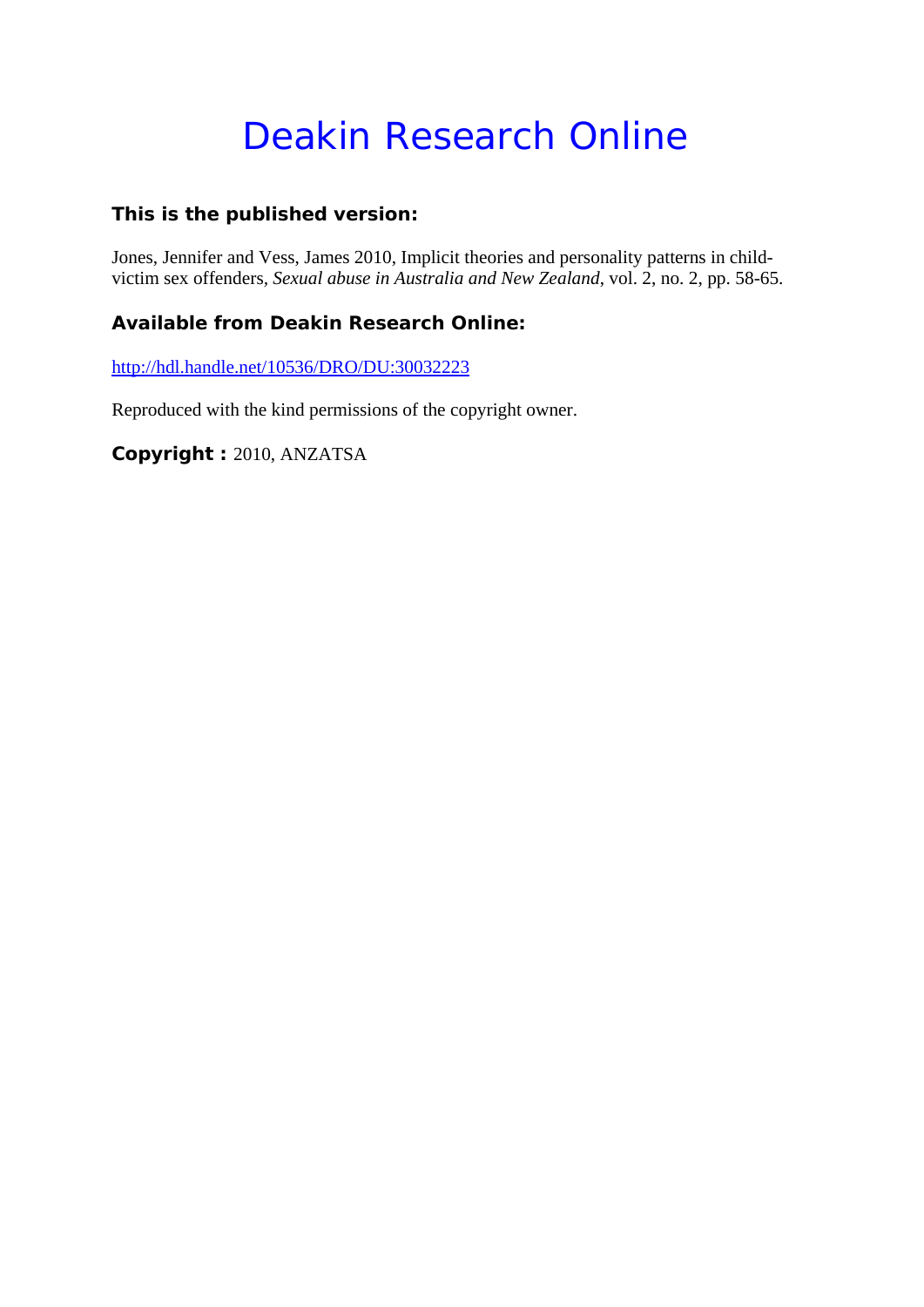# Deakin Research Online

### This is the published version:

Jones, Jennifer and Vess, James 2010, Implicit theories and personality patterns in child-victim sex offenders, *Sexual abuse in Australia and New Zealand*, vol. 2, no. 2, pp. 58-65.

### Available from Deakin Research Online:

http://hdl.handle.net/10536/DRO/DU:30032223

Reproduced with the kind permissions of the copyright owner.

**Copyright :** 2010, ANZATSA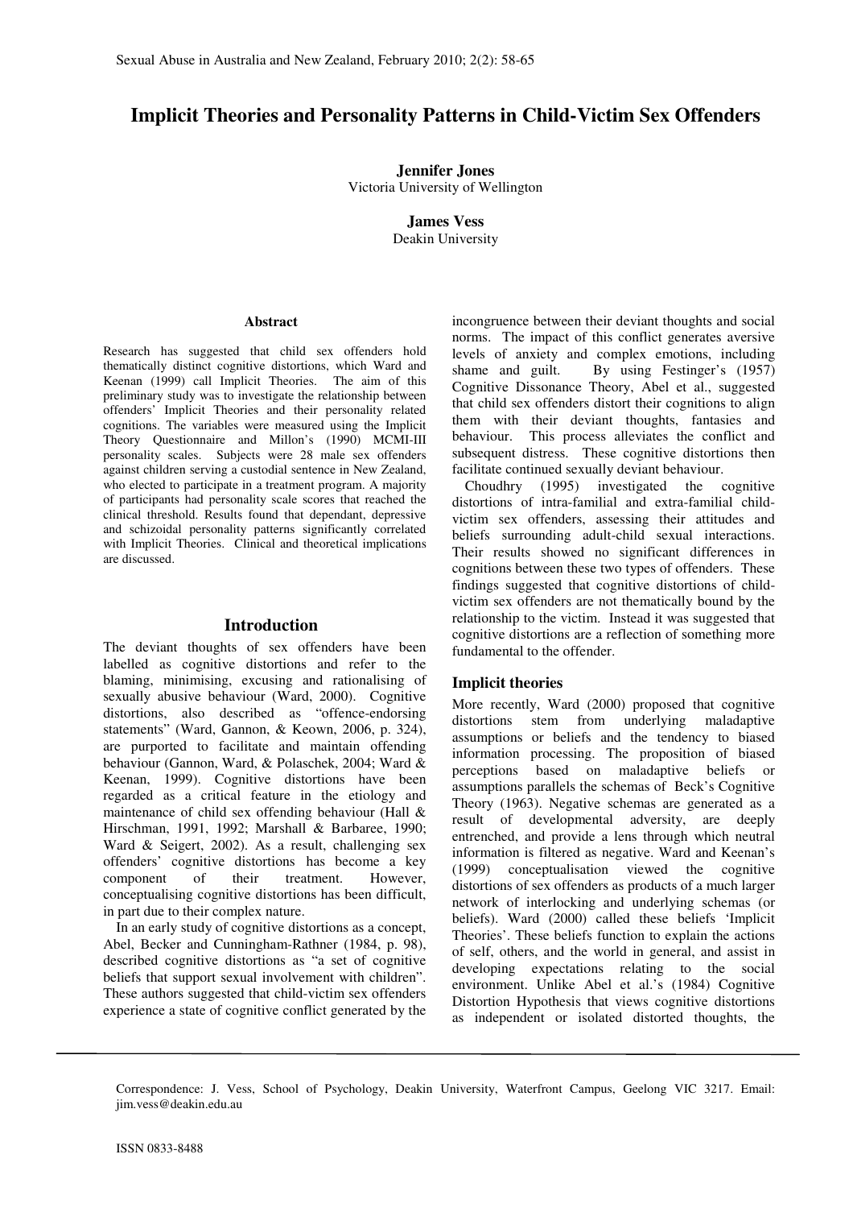# Implicit Theories and Personality Patterns in Child-Victim Sex Offenders

**Jennifer Jones**
Victoria University of Wellington

**James Vess**
Deakin University

#### Abstract

Research has suggested that child sex offenders hold thematically distinct cognitive distortions, which Ward and Keenan (1999) call Implicit Theories. The aim of this preliminary study was to investigate the relationship between offenders' Implicit Theories and their personality related cognitions. The variables were measured using the Implicit Theory Questionnaire and Millon's (1990) MCMI-III personality scales. Subjects were 28 male sex offenders against children serving a custodial sentence in New Zealand, who elected to participate in a treatment program. A majority of participants had personality scale scores that reached the clinical threshold. Results found that dependant, depressive and schizoidal personality patterns significantly correlated with Implicit Theories. Clinical and theoretical implications are discussed.

## Introduction

The deviant thoughts of sex offenders have been labelled as cognitive distortions and refer to the blaming, minimising, excusing and rationalising of sexually abusive behaviour (Ward, 2000). Cognitive distortions, also described as "offence-endorsing statements" (Ward, Gannon, & Keown, 2006, p. 324), are purported to facilitate and maintain offending behaviour (Gannon, Ward, & Polaschek, 2004; Ward & Keenan, 1999). Cognitive distortions have been regarded as a critical feature in the etiology and maintenance of child sex offending behaviour (Hall & Hirschman, 1991, 1992; Marshall & Barbaree, 1990; Ward & Seigert, 2002). As a result, challenging sex offenders' cognitive distortions has become a key component of their treatment. However, conceptualising cognitive distortions has been difficult, in part due to their complex nature.

In an early study of cognitive distortions as a concept, Abel, Becker and Cunningham-Rathner (1984, p. 98), described cognitive distortions as "a set of cognitive beliefs that support sexual involvement with children". These authors suggested that child-victim sex offenders experience a state of cognitive conflict generated by the incongruence between their deviant thoughts and social norms. The impact of this conflict generates aversive levels of anxiety and complex emotions, including shame and guilt. By using Festinger's (1957) Cognitive Dissonance Theory, Abel et al., suggested that child sex offenders distort their cognitions to align them with their deviant thoughts, fantasies and behaviour. This process alleviates the conflict and subsequent distress. These cognitive distortions then facilitate continued sexually deviant behaviour.

Choudhry (1995) investigated the cognitive distortions of intra-familial and extra-familial child-victim sex offenders, assessing their attitudes and beliefs surrounding adult-child sexual interactions. Their results showed no significant differences in cognitions between these two types of offenders. These findings suggested that cognitive distortions of child-victim sex offenders are not thematically bound by the relationship to the victim. Instead it was suggested that cognitive distortions are a reflection of something more fundamental to the offender.

### Implicit theories

More recently, Ward (2000) proposed that cognitive distortions stem from underlying maladaptive assumptions or beliefs and the tendency to biased information processing. The proposition of biased perceptions based on maladaptive beliefs or assumptions parallels the schemas of Beck's Cognitive Theory (1963). Negative schemas are generated as a result of developmental adversity, are deeply entrenched, and provide a lens through which neutral information is filtered as negative. Ward and Keenan's (1999) conceptualisation viewed the cognitive distortions of sex offenders as products of a much larger network of interlocking and underlying schemas (or beliefs). Ward (2000) called these beliefs 'Implicit Theories'. These beliefs function to explain the actions of self, others, and the world in general, and assist in developing expectations relating to the social environment. Unlike Abel et al.'s (1984) Cognitive Distortion Hypothesis that views cognitive distortions as independent or isolated distorted thoughts, the

Correspondence: J. Vess, School of Psychology, Deakin University, Waterfront Campus, Geelong VIC 3217. Email: jim.vess@deakin.edu.au

ISSN 0833-8488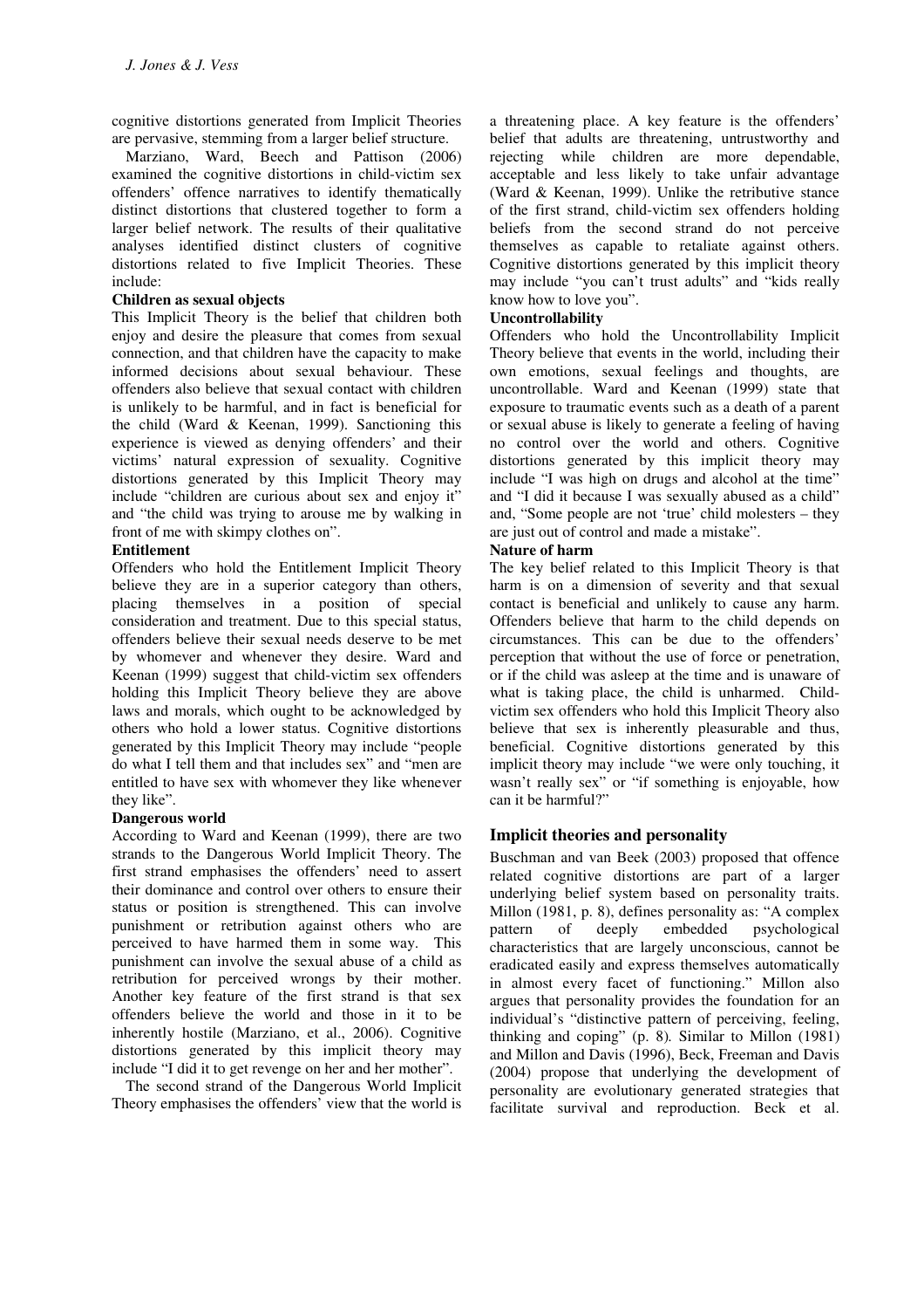cognitive distortions generated from Implicit Theories are pervasive, stemming from a larger belief structure.

Marziano, Ward, Beech and Pattison (2006) examined the cognitive distortions in child-victim sex offenders' offence narratives to identify thematically distinct distortions that clustered together to form a larger belief network. The results of their qualitative analyses identified distinct clusters of cognitive distortions related to five Implicit Theories. These include:

**Children as sexual objects**

This Implicit Theory is the belief that children both enjoy and desire the pleasure that comes from sexual connection, and that children have the capacity to make informed decisions about sexual behaviour. These offenders also believe that sexual contact with children is unlikely to be harmful, and in fact is beneficial for the child (Ward & Keenan, 1999). Sanctioning this experience is viewed as denying offenders' and their victims' natural expression of sexuality. Cognitive distortions generated by this Implicit Theory may include "children are curious about sex and enjoy it" and "the child was trying to arouse me by walking in front of me with skimpy clothes on".

**Entitlement**

Offenders who hold the Entitlement Implicit Theory believe they are in a superior category than others, placing themselves in a position of special consideration and treatment. Due to this special status, offenders believe their sexual needs deserve to be met by whomever and whenever they desire. Ward and Keenan (1999) suggest that child-victim sex offenders holding this Implicit Theory believe they are above laws and morals, which ought to be acknowledged by others who hold a lower status. Cognitive distortions generated by this Implicit Theory may include "people do what I tell them and that includes sex" and "men are entitled to have sex with whomever they like whenever they like".

**Dangerous world**

According to Ward and Keenan (1999), there are two strands to the Dangerous World Implicit Theory. The first strand emphasises the offenders' need to assert their dominance and control over others to ensure their status or position is strengthened. This can involve punishment or retribution against others who are perceived to have harmed them in some way. This punishment can involve the sexual abuse of a child as retribution for perceived wrongs by their mother. Another key feature of the first strand is that sex offenders believe the world and those in it to be inherently hostile (Marziano, et al., 2006). Cognitive distortions generated by this implicit theory may include "I did it to get revenge on her and her mother".

The second strand of the Dangerous World Implicit Theory emphasises the offenders' view that the world is a threatening place. A key feature is the offenders' belief that adults are threatening, untrustworthy and rejecting while children are more dependable, acceptable and less likely to take unfair advantage (Ward & Keenan, 1999). Unlike the retributive stance of the first strand, child-victim sex offenders holding beliefs from the second strand do not perceive themselves as capable to retaliate against others. Cognitive distortions generated by this implicit theory may include "you can't trust adults" and "kids really know how to love you".

**Uncontrollability**

Offenders who hold the Uncontrollability Implicit Theory believe that events in the world, including their own emotions, sexual feelings and thoughts, are uncontrollable. Ward and Keenan (1999) state that exposure to traumatic events such as a death of a parent or sexual abuse is likely to generate a feeling of having no control over the world and others. Cognitive distortions generated by this implicit theory may include "I was high on drugs and alcohol at the time" and "I did it because I was sexually abused as a child" and, "Some people are not 'true' child molesters – they are just out of control and made a mistake".

**Nature of harm**

The key belief related to this Implicit Theory is that harm is on a dimension of severity and that sexual contact is beneficial and unlikely to cause any harm. Offenders believe that harm to the child depends on circumstances. This can be due to the offenders' perception that without the use of force or penetration, or if the child was asleep at the time and is unaware of what is taking place, the child is unharmed. Child-victim sex offenders who hold this Implicit Theory also believe that sex is inherently pleasurable and thus, beneficial. Cognitive distortions generated by this implicit theory may include "we were only touching, it wasn't really sex" or "if something is enjoyable, how can it be harmful?"

## Implicit theories and personality

Buschman and van Beek (2003) proposed that offence related cognitive distortions are part of a larger underlying belief system based on personality traits. Millon (1981, p. 8), defines personality as: "A complex pattern of deeply embedded psychological characteristics that are largely unconscious, cannot be eradicated easily and express themselves automatically in almost every facet of functioning." Millon also argues that personality provides the foundation for an individual's "distinctive pattern of perceiving, feeling, thinking and coping" (p. 8). Similar to Millon (1981) and Millon and Davis (1996), Beck, Freeman and Davis (2004) propose that underlying the development of personality are evolutionary generated strategies that facilitate survival and reproduction. Beck et al.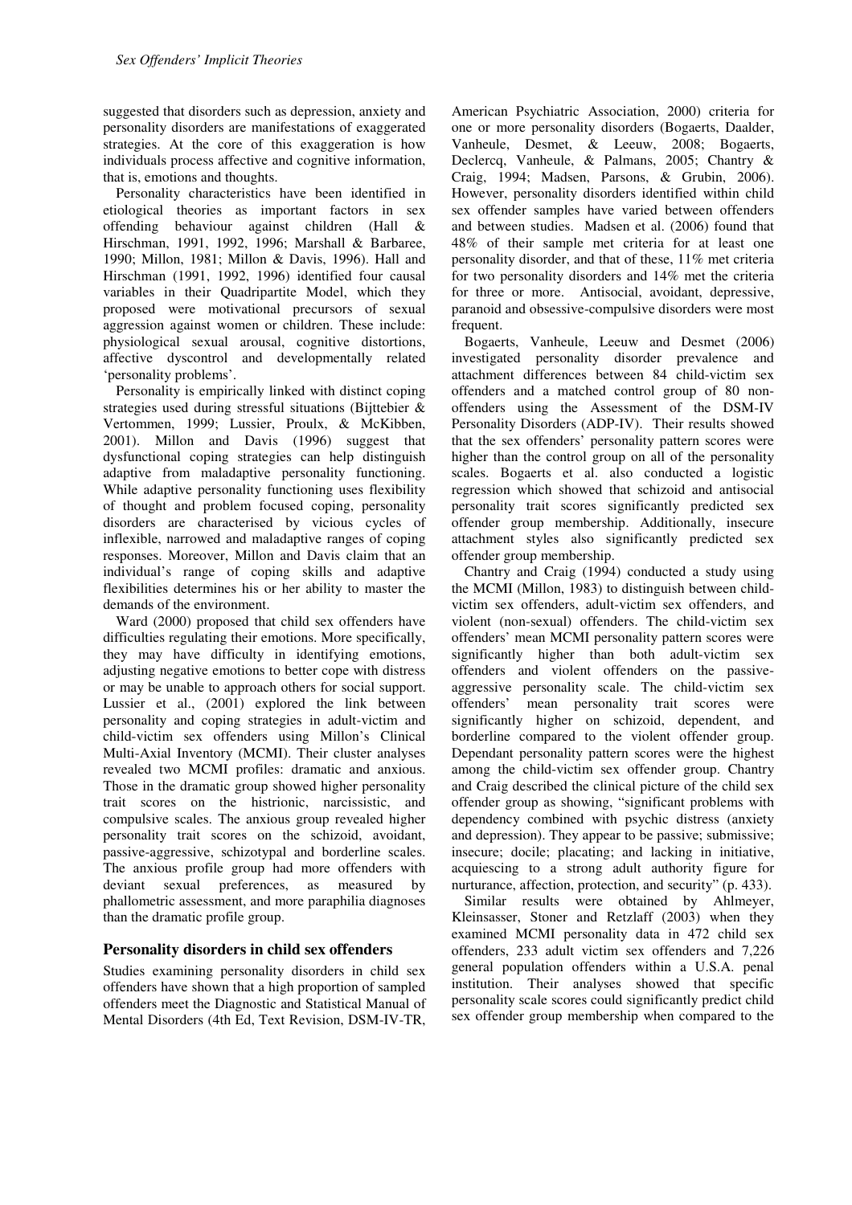suggested that disorders such as depression, anxiety and personality disorders are manifestations of exaggerated strategies. At the core of this exaggeration is how individuals process affective and cognitive information, that is, emotions and thoughts.

Personality characteristics have been identified in etiological theories as important factors in sex offending behaviour against children (Hall & Hirschman, 1991, 1992, 1996; Marshall & Barbaree, 1990; Millon, 1981; Millon & Davis, 1996). Hall and Hirschman (1991, 1992, 1996) identified four causal variables in their Quadripartite Model, which they proposed were motivational precursors of sexual aggression against women or children. These include: physiological sexual arousal, cognitive distortions, affective dyscontrol and developmentally related 'personality problems'.

Personality is empirically linked with distinct coping strategies used during stressful situations (Bijttebier & Vertommen, 1999; Lussier, Proulx, & McKibben, 2001). Millon and Davis (1996) suggest that dysfunctional coping strategies can help distinguish adaptive from maladaptive personality functioning. While adaptive personality functioning uses flexibility of thought and problem focused coping, personality disorders are characterised by vicious cycles of inflexible, narrowed and maladaptive ranges of coping responses. Moreover, Millon and Davis claim that an individual's range of coping skills and adaptive flexibilities determines his or her ability to master the demands of the environment.

Ward (2000) proposed that child sex offenders have difficulties regulating their emotions. More specifically, they may have difficulty in identifying emotions, adjusting negative emotions to better cope with distress or may be unable to approach others for social support. Lussier et al., (2001) explored the link between personality and coping strategies in adult-victim and child-victim sex offenders using Millon's Clinical Multi-Axial Inventory (MCMI). Their cluster analyses revealed two MCMI profiles: dramatic and anxious. Those in the dramatic group showed higher personality trait scores on the histrionic, narcissistic, and compulsive scales. The anxious group revealed higher personality trait scores on the schizoid, avoidant, passive-aggressive, schizotypal and borderline scales. The anxious profile group had more offenders with deviant sexual preferences, as measured by phallometric assessment, and more paraphilia diagnoses than the dramatic profile group.

## Personality disorders in child sex offenders

Studies examining personality disorders in child sex offenders have shown that a high proportion of sampled offenders meet the Diagnostic and Statistical Manual of Mental Disorders (4th Ed, Text Revision, DSM-IV-TR, American Psychiatric Association, 2000) criteria for one or more personality disorders (Bogaerts, Daalder, Vanheule, Desmet, & Leeuw, 2008; Bogaerts, Declercq, Vanheule, & Palmans, 2005; Chantry & Craig, 1994; Madsen, Parsons, & Grubin, 2006). However, personality disorders identified within child sex offender samples have varied between offenders and between studies. Madsen et al. (2006) found that 48% of their sample met criteria for at least one personality disorder, and that of these, 11% met criteria for two personality disorders and 14% met the criteria for three or more. Antisocial, avoidant, depressive, paranoid and obsessive-compulsive disorders were most frequent.

Bogaerts, Vanheule, Leeuw and Desmet (2006) investigated personality disorder prevalence and attachment differences between 84 child-victim sex offenders and a matched control group of 80 non-offenders using the Assessment of the DSM-IV Personality Disorders (ADP-IV). Their results showed that the sex offenders' personality pattern scores were higher than the control group on all of the personality scales. Bogaerts et al. also conducted a logistic regression which showed that schizoid and antisocial personality trait scores significantly predicted sex offender group membership. Additionally, insecure attachment styles also significantly predicted sex offender group membership.

Chantry and Craig (1994) conducted a study using the MCMI (Millon, 1983) to distinguish between child-victim sex offenders, adult-victim sex offenders, and violent (non-sexual) offenders. The child-victim sex offenders' mean MCMI personality pattern scores were significantly higher than both adult-victim sex offenders and violent offenders on the passive-aggressive personality scale. The child-victim sex offenders' mean personality trait scores were significantly higher on schizoid, dependent, and borderline compared to the violent offender group. Dependant personality pattern scores were the highest among the child-victim sex offender group. Chantry and Craig described the clinical picture of the child sex offender group as showing, "significant problems with dependency combined with psychic distress (anxiety and depression). They appear to be passive; submissive; insecure; docile; placating; and lacking in initiative, acquiescing to a strong adult authority figure for nurturance, affection, protection, and security" (p. 433).

Similar results were obtained by Ahlmeyer, Kleinsasser, Stoner and Retzlaff (2003) when they examined MCMI personality data in 472 child sex offenders, 233 adult victim sex offenders and 7,226 general population offenders within a U.S.A. penal institution. Their analyses showed that specific personality scale scores could significantly predict child sex offender group membership when compared to the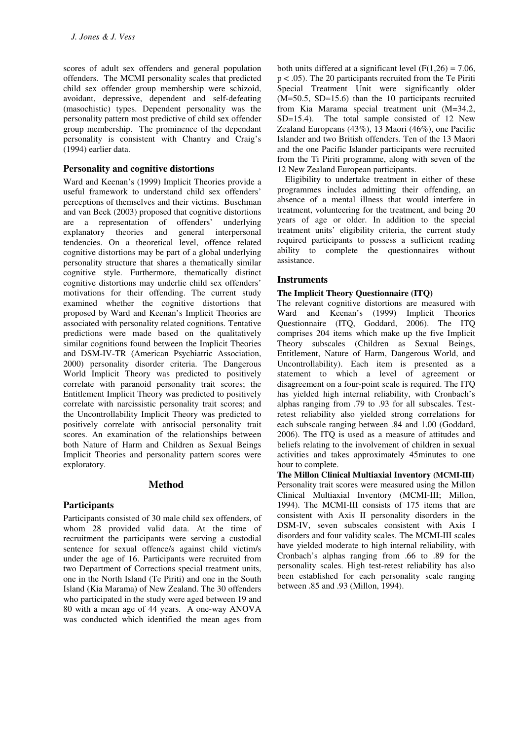scores of adult sex offenders and general population offenders. The MCMI personality scales that predicted child sex offender group membership were schizoid, avoidant, depressive, dependent and self-defeating (masochistic) types. Dependent personality was the personality pattern most predictive of child sex offender group membership. The prominence of the dependant personality is consistent with Chantry and Craig's (1994) earlier data.

### Personality and cognitive distortions

Ward and Keenan's (1999) Implicit Theories provide a useful framework to understand child sex offenders' perceptions of themselves and their victims. Buschman and van Beek (2003) proposed that cognitive distortions are a representation of offenders' underlying explanatory theories and general interpersonal tendencies. On a theoretical level, offence related cognitive distortions may be part of a global underlying personality structure that shares a thematically similar cognitive style. Furthermore, thematically distinct cognitive distortions may underlie child sex offenders' motivations for their offending. The current study examined whether the cognitive distortions that proposed by Ward and Keenan's Implicit Theories are associated with personality related cognitions. Tentative predictions were made based on the qualitatively similar cognitions found between the Implicit Theories and DSM-IV-TR (American Psychiatric Association, 2000) personality disorder criteria. The Dangerous World Implicit Theory was predicted to positively correlate with paranoid personality trait scores; the Entitlement Implicit Theory was predicted to positively correlate with narcissistic personality trait scores; and the Uncontrollability Implicit Theory was predicted to positively correlate with antisocial personality trait scores. An examination of the relationships between both Nature of Harm and Children as Sexual Beings Implicit Theories and personality pattern scores were exploratory.

## Method

### Participants

Participants consisted of 30 male child sex offenders, of whom 28 provided valid data. At the time of recruitment the participants were serving a custodial sentence for sexual offence/s against child victim/s under the age of 16. Participants were recruited from two Department of Corrections special treatment units, one in the North Island (Te Piriti) and one in the South Island (Kia Marama) of New Zealand. The 30 offenders who participated in the study were aged between 19 and 80 with a mean age of 44 years. A one-way ANOVA was conducted which identified the mean ages from both units differed at a significant level ($F(1,26) = 7.06$, $p < .05$). The 20 participants recruited from the Te Piriti Special Treatment Unit were significantly older ($M=50.5$, $SD=15.6$) than the 10 participants recruited from Kia Marama special treatment unit ($M=34.2$, $SD=15.4$). The total sample consisted of 12 New Zealand Europeans (43%), 13 Maori (46%), one Pacific Islander and two British offenders. Ten of the 13 Maori and the one Pacific Islander participants were recruited from the Ti Piriti programme, along with seven of the 12 New Zealand European participants.

Eligibility to undertake treatment in either of these programmes includes admitting their offending, an absence of a mental illness that would interfere in treatment, volunteering for the treatment, and being 20 years of age or older. In addition to the special treatment units' eligibility criteria, the current study required participants to possess a sufficient reading ability to complete the questionnaires without assistance.

### Instruments

**The Implicit Theory Questionnaire (ITQ)**

The relevant cognitive distortions are measured with Ward and Keenan's (1999) Implicit Theories Questionnaire (ITQ, Goddard, 2006). The ITQ comprises 204 items which make up the five Implicit Theory subscales (Children as Sexual Beings, Entitlement, Nature of Harm, Dangerous World, and Uncontrollability). Each item is presented as a statement to which a level of agreement or disagreement on a four-point scale is required. The ITQ has yielded high internal reliability, with Cronbach's alphas ranging from .79 to .93 for all subscales. Test-retest reliability also yielded strong correlations for each subscale ranging between .84 and 1.00 (Goddard, 2006). The ITQ is used as a measure of attitudes and beliefs relating to the involvement of children in sexual activities and takes approximately 45minutes to one hour to complete.

**The Millon Clinical Multiaxial Inventory (MCMI-III)**

Personality trait scores were measured using the Millon Clinical Multiaxial Inventory (MCMI-III; Millon, 1994). The MCMI-III consists of 175 items that are consistent with Axis II personality disorders in the DSM-IV, seven subscales consistent with Axis I disorders and four validity scales. The MCMI-III scales have yielded moderate to high internal reliability, with Cronbach's alphas ranging from .66 to .89 for the personality scales. High test-retest reliability has also been established for each personality scale ranging between .85 and .93 (Millon, 1994).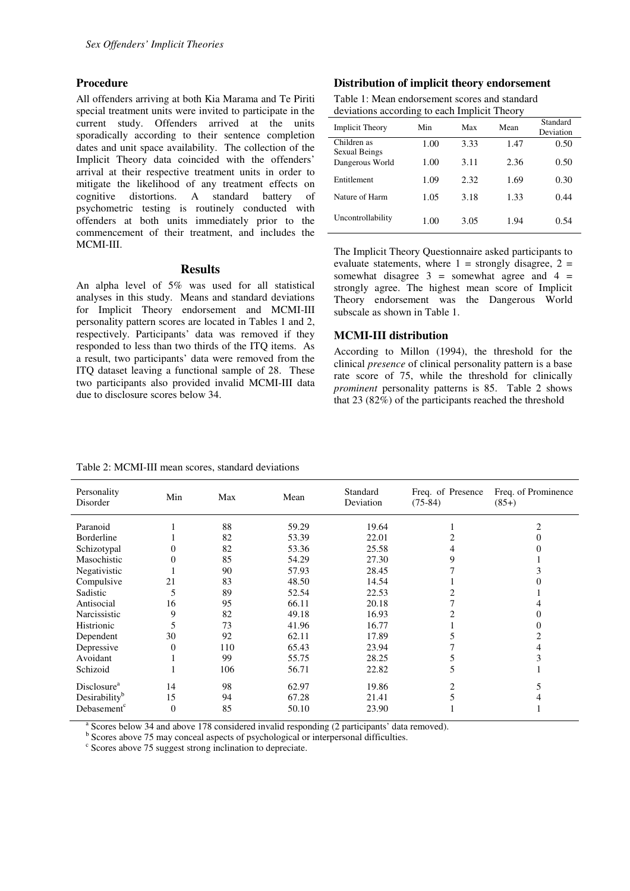### Procedure

All offenders arriving at both Kia Marama and Te Piriti special treatment units were invited to participate in the current study. Offenders arrived at the units sporadically according to their sentence completion dates and unit space availability. The collection of the Implicit Theory data coincided with the offenders' arrival at their respective treatment units in order to mitigate the likelihood of any treatment effects on cognitive distortions. A standard battery of psychometric testing is routinely conducted with offenders at both units immediately prior to the commencement of their treatment, and includes the MCMI-III.

## Results

An alpha level of 5% was used for all statistical analyses in this study. Means and standard deviations for Implicit Theory endorsement and MCMI-III personality pattern scores are located in Tables 1 and 2, respectively. Participants' data was removed if they responded to less than two thirds of the ITQ items. As a result, two participants' data were removed from the ITQ dataset leaving a functional sample of 28. These two participants also provided invalid MCMI-III data due to disclosure scores below 34.

### Distribution of implicit theory endorsement

Table 1: Mean endorsement scores and standard deviations according to each Implicit Theory

| Implicit Theory | Min | Max | Mean | Standard Deviation |
|---|---|---|---|---|
| Children as Sexual Beings | 1.00 | 3.33 | 1.47 | 0.50 |
| Dangerous World | 1.00 | 3.11 | 2.36 | 0.50 |
| Entitlement | 1.09 | 2.32 | 1.69 | 0.30 |
| Nature of Harm | 1.05 | 3.18 | 1.33 | 0.44 |
| Uncontrollability | 1.00 | 3.05 | 1.94 | 0.54 |

The Implicit Theory Questionnaire asked participants to evaluate statements, where 1 = strongly disagree, 2 = somewhat disagree 3 = somewhat agree and 4 = strongly agree. The highest mean score of Implicit Theory endorsement was the Dangerous World subscale as shown in Table 1.

### MCMI-III distribution

According to Millon (1994), the threshold for the clinical *presence* of clinical personality pattern is a base rate score of 75, while the threshold for clinically *prominent* personality patterns is 85. Table 2 shows that 23 (82%) of the participants reached the threshold

Table 2: MCMI-III mean scores, standard deviations

| Personality Disorder | Min | Max | Mean | Standard Deviation | Freq. of Presence (75-84) | Freq. of Prominence (85+) |
|---|---|---|---|---|---|---|
| Paranoid | 1 | 88 | 59.29 | 19.64 | 1 | 2 |
| Borderline | 1 | 82 | 53.39 | 22.01 | 2 | 0 |
| Schizotypal | 0 | 82 | 53.36 | 25.58 | 4 | 0 |
| Masochistic | 0 | 85 | 54.29 | 27.30 | 9 | 1 |
| Negativistic | 1 | 90 | 57.93 | 28.45 | 7 | 3 |
| Compulsive | 21 | 83 | 48.50 | 14.54 | 1 | 0 |
| Sadistic | 5 | 89 | 52.54 | 22.53 | 2 | 1 |
| Antisocial | 16 | 95 | 66.11 | 20.18 | 7 | 4 |
| Narcissistic | 9 | 82 | 49.18 | 16.93 | 2 | 0 |
| Histrionic | 5 | 73 | 41.96 | 16.77 | 1 | 0 |
| Dependent | 30 | 92 | 62.11 | 17.89 | 5 | 2 |
| Depressive | 0 | 110 | 65.43 | 23.94 | 7 | 4 |
| Avoidant | 1 | 99 | 55.75 | 28.25 | 5 | 3 |
| Schizoid | 1 | 106 | 56.71 | 22.82 | 5 | 1 |
| Disclosure[a] | 14 | 98 | 62.97 | 19.86 | 2 | 5 |
| Desirability[b] | 15 | 94 | 67.28 | 21.41 | 5 | 4 |
| Debasement[c] | 0 | 85 | 50.10 | 23.90 | 1 | 1 |

[a] Scores below 34 and above 178 considered invalid responding (2 participants' data removed).
[b] Scores above 75 may conceal aspects of psychological or interpersonal difficulties.
[c] Scores above 75 suggest strong inclination to depreciate.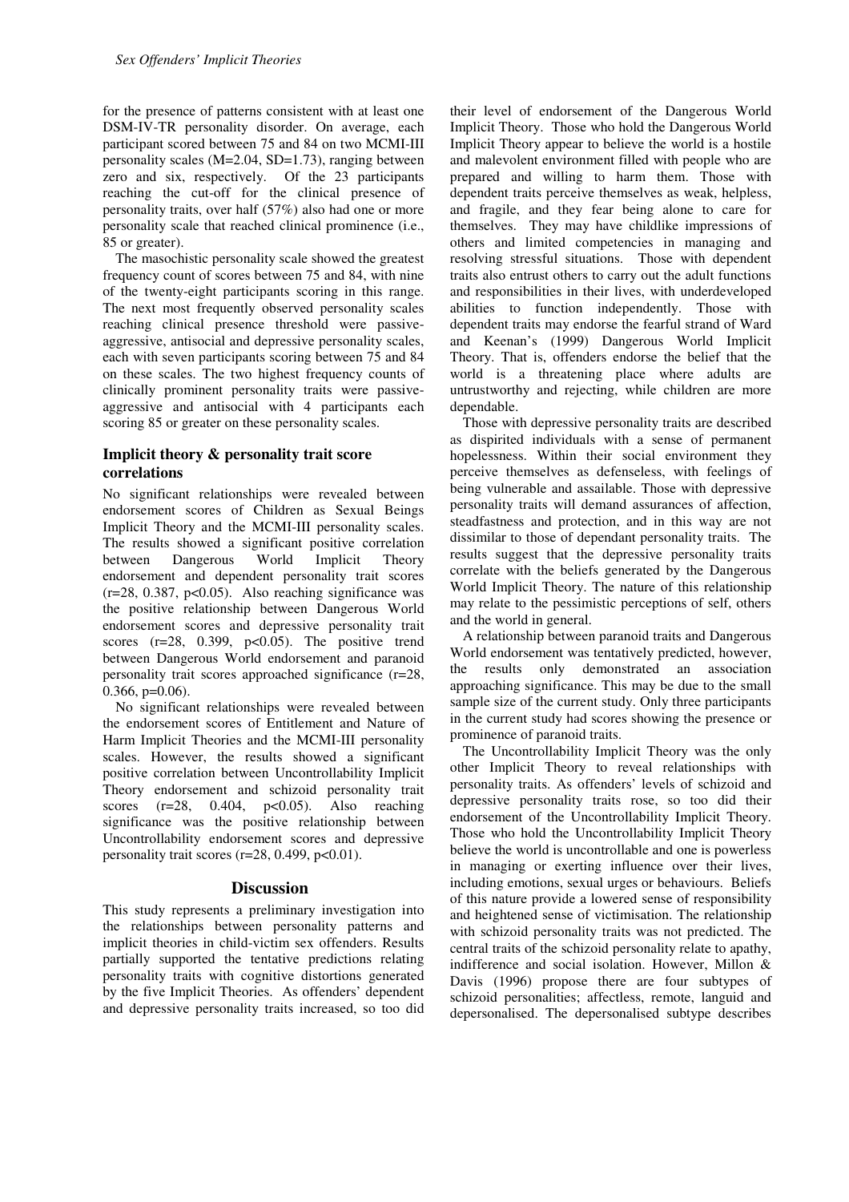for the presence of patterns consistent with at least one DSM-IV-TR personality disorder. On average, each participant scored between 75 and 84 on two MCMI-III personality scales (M=2.04, SD=1.73), ranging between zero and six, respectively. Of the 23 participants reaching the cut-off for the clinical presence of personality traits, over half (57%) also had one or more personality scale that reached clinical prominence (i.e., 85 or greater).

The masochistic personality scale showed the greatest frequency count of scores between 75 and 84, with nine of the twenty-eight participants scoring in this range. The next most frequently observed personality scales reaching clinical presence threshold were passive-aggressive, antisocial and depressive personality scales, each with seven participants scoring between 75 and 84 on these scales. The two highest frequency counts of clinically prominent personality traits were passive-aggressive and antisocial with 4 participants each scoring 85 or greater on these personality scales.

### Implicit theory & personality trait score correlations

No significant relationships were revealed between endorsement scores of Children as Sexual Beings Implicit Theory and the MCMI-III personality scales. The results showed a significant positive correlation between Dangerous World Implicit Theory endorsement and dependent personality trait scores ($r=28$, $0.387$, $p<0.05$). Also reaching significance was the positive relationship between Dangerous World endorsement scores and depressive personality trait scores ($r=28$, $0.399$, $p<0.05$). The positive trend between Dangerous World endorsement and paranoid personality trait scores approached significance ($r=28$, $0.366$, $p=0.06$).

No significant relationships were revealed between the endorsement scores of Entitlement and Nature of Harm Implicit Theories and the MCMI-III personality scales. However, the results showed a significant positive correlation between Uncontrollability Implicit Theory endorsement and schizoid personality trait scores ($r=28$, $0.404$, $p<0.05$). Also reaching significance was the positive relationship between Uncontrollability endorsement scores and depressive personality trait scores ($r=28$, $0.499$, $p<0.01$).

## Discussion

This study represents a preliminary investigation into the relationships between personality patterns and implicit theories in child-victim sex offenders. Results partially supported the tentative predictions relating personality traits with cognitive distortions generated by the five Implicit Theories. As offenders' dependent and depressive personality traits increased, so too did their level of endorsement of the Dangerous World Implicit Theory. Those who hold the Dangerous World Implicit Theory appear to believe the world is a hostile and malevolent environment filled with people who are prepared and willing to harm them. Those with dependent traits perceive themselves as weak, helpless, and fragile, and they fear being alone to care for themselves. They may have childlike impressions of others and limited competencies in managing and resolving stressful situations. Those with dependent traits also entrust others to carry out the adult functions and responsibilities in their lives, with underdeveloped abilities to function independently. Those with dependent traits may endorse the fearful strand of Ward and Keenan's (1999) Dangerous World Implicit Theory. That is, offenders endorse the belief that the world is a threatening place where adults are untrustworthy and rejecting, while children are more dependable.

Those with depressive personality traits are described as dispirited individuals with a sense of permanent hopelessness. Within their social environment they perceive themselves as defenseless, with feelings of being vulnerable and assailable. Those with depressive personality traits will demand assurances of affection, steadfastness and protection, and in this way are not dissimilar to those of dependant personality traits. The results suggest that the depressive personality traits correlate with the beliefs generated by the Dangerous World Implicit Theory. The nature of this relationship may relate to the pessimistic perceptions of self, others and the world in general.

A relationship between paranoid traits and Dangerous World endorsement was tentatively predicted, however, the results only demonstrated an association approaching significance. This may be due to the small sample size of the current study. Only three participants in the current study had scores showing the presence or prominence of paranoid traits.

The Uncontrollability Implicit Theory was the only other Implicit Theory to reveal relationships with personality traits. As offenders' levels of schizoid and depressive personality traits rose, so too did their endorsement of the Uncontrollability Implicit Theory. Those who hold the Uncontrollability Implicit Theory believe the world is uncontrollable and one is powerless in managing or exerting influence over their lives, including emotions, sexual urges or behaviours. Beliefs of this nature provide a lowered sense of responsibility and heightened sense of victimisation. The relationship with schizoid personality traits was not predicted. The central traits of the schizoid personality relate to apathy, indifference and social isolation. However, Millon & Davis (1996) propose there are four subtypes of schizoid personalities; affectless, remote, languid and depersonalised. The depersonalised subtype describes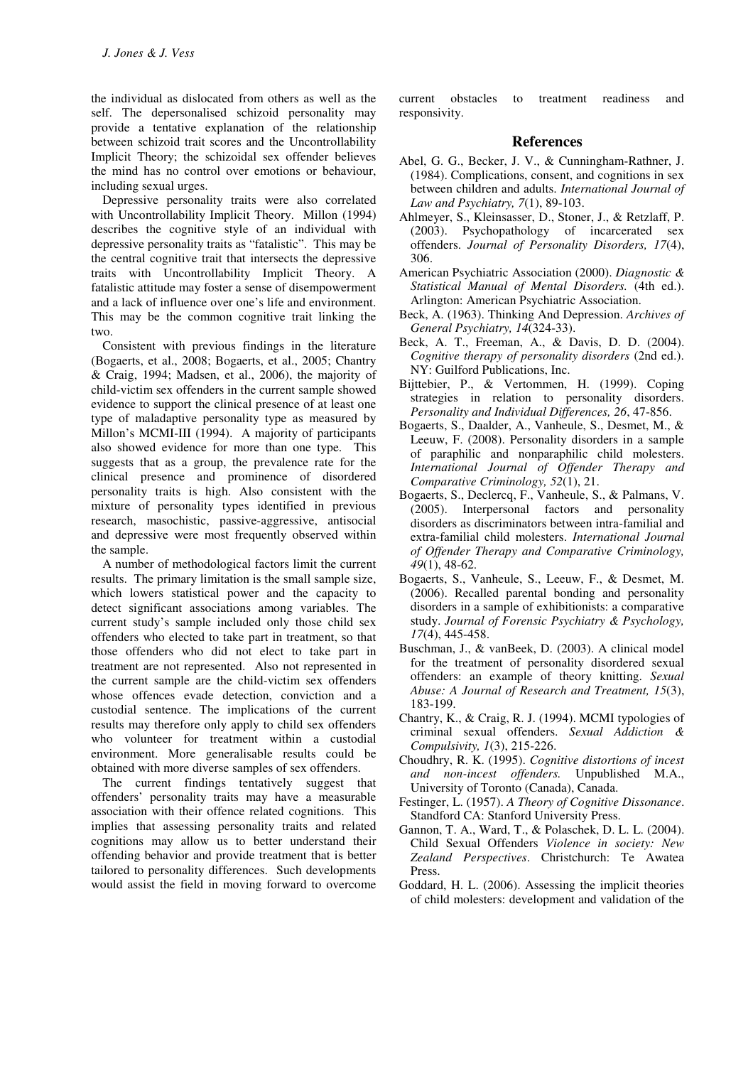the individual as dislocated from others as well as the self. The depersonalised schizoid personality may provide a tentative explanation of the relationship between schizoid trait scores and the Uncontrollability Implicit Theory; the schizoidal sex offender believes the mind has no control over emotions or behaviour, including sexual urges.

Depressive personality traits were also correlated with Uncontrollability Implicit Theory. Millon (1994) describes the cognitive style of an individual with depressive personality traits as "fatalistic". This may be the central cognitive trait that intersects the depressive traits with Uncontrollability Implicit Theory. A fatalistic attitude may foster a sense of disempowerment and a lack of influence over one's life and environment. This may be the common cognitive trait linking the two.

Consistent with previous findings in the literature (Bogaerts, et al., 2008; Bogaerts, et al., 2005; Chantry & Craig, 1994; Madsen, et al., 2006), the majority of child-victim sex offenders in the current sample showed evidence to support the clinical presence of at least one type of maladaptive personality type as measured by Millon's MCMI-III (1994). A majority of participants also showed evidence for more than one type. This suggests that as a group, the prevalence rate for the clinical presence and prominence of disordered personality traits is high. Also consistent with the mixture of personality types identified in previous research, masochistic, passive-aggressive, antisocial and depressive were most frequently observed within the sample.

A number of methodological factors limit the current results. The primary limitation is the small sample size, which lowers statistical power and the capacity to detect significant associations among variables. The current study's sample included only those child sex offenders who elected to take part in treatment, so that those offenders who did not elect to take part in treatment are not represented. Also not represented in the current sample are the child-victim sex offenders whose offences evade detection, conviction and a custodial sentence. The implications of the current results may therefore only apply to child sex offenders who volunteer for treatment within a custodial environment. More generalisable results could be obtained with more diverse samples of sex offenders.

The current findings tentatively suggest that offenders' personality traits may have a measurable association with their offence related cognitions. This implies that assessing personality traits and related cognitions may allow us to better understand their offending behavior and provide treatment that is better tailored to personality differences. Such developments would assist the field in moving forward to overcome current obstacles to treatment readiness and responsivity.

## References

Abel, G. G., Becker, J. V., & Cunningham-Rathner, J. (1984). Complications, consent, and cognitions in sex between children and adults. *International Journal of Law and Psychiatry, 7*(1), 89-103.

Ahlmeyer, S., Kleinsasser, D., Stoner, J., & Retzlaff, P. (2003). Psychopathology of incarcerated sex offenders. *Journal of Personality Disorders, 17*(4), 306.

American Psychiatric Association (2000). *Diagnostic & Statistical Manual of Mental Disorders.* (4th ed.). Arlington: American Psychiatric Association.

Beck, A. (1963). Thinking And Depression. *Archives of General Psychiatry, 14*(324-33).

Beck, A. T., Freeman, A., & Davis, D. D. (2004). *Cognitive therapy of personality disorders* (2nd ed.). NY: Guilford Publications, Inc.

Bijttebier, P., & Vertommen, H. (1999). Coping strategies in relation to personality disorders. *Personality and Individual Differences, 26*, 47-856.

Bogaerts, S., Daalder, A., Vanheule, S., Desmet, M., & Leeuw, F. (2008). Personality disorders in a sample of paraphilic and nonparaphilic child molesters. *International Journal of Offender Therapy and Comparative Criminology, 52*(1), 21.

Bogaerts, S., Declercq, F., Vanheule, S., & Palmans, V. (2005). Interpersonal factors and personality disorders as discriminators between intra-familial and extra-familial child molesters. *International Journal of Offender Therapy and Comparative Criminology, 49*(1), 48-62.

Bogaerts, S., Vanheule, S., Leeuw, F., & Desmet, M. (2006). Recalled parental bonding and personality disorders in a sample of exhibitionists: a comparative study. *Journal of Forensic Psychiatry & Psychology, 17*(4), 445-458.

Buschman, J., & vanBeek, D. (2003). A clinical model for the treatment of personality disordered sexual offenders: an example of theory knitting. *Sexual Abuse: A Journal of Research and Treatment, 15*(3), 183-199.

Chantry, K., & Craig, R. J. (1994). MCMI typologies of criminal sexual offenders. *Sexual Addiction & Compulsivity, 1*(3), 215-226.

Choudhry, R. K. (1995). *Cognitive distortions of incest and non-incest offenders.* Unpublished M.A., University of Toronto (Canada), Canada.

Festinger, L. (1957). *A Theory of Cognitive Dissonance*. Standford CA: Stanford University Press.

Gannon, T. A., Ward, T., & Polaschek, D. L. L. (2004). Child Sexual Offenders *Violence in society: New Zealand Perspectives*. Christchurch: Te Awatea Press.

Goddard, H. L. (2006). Assessing the implicit theories of child molesters: development and validation of the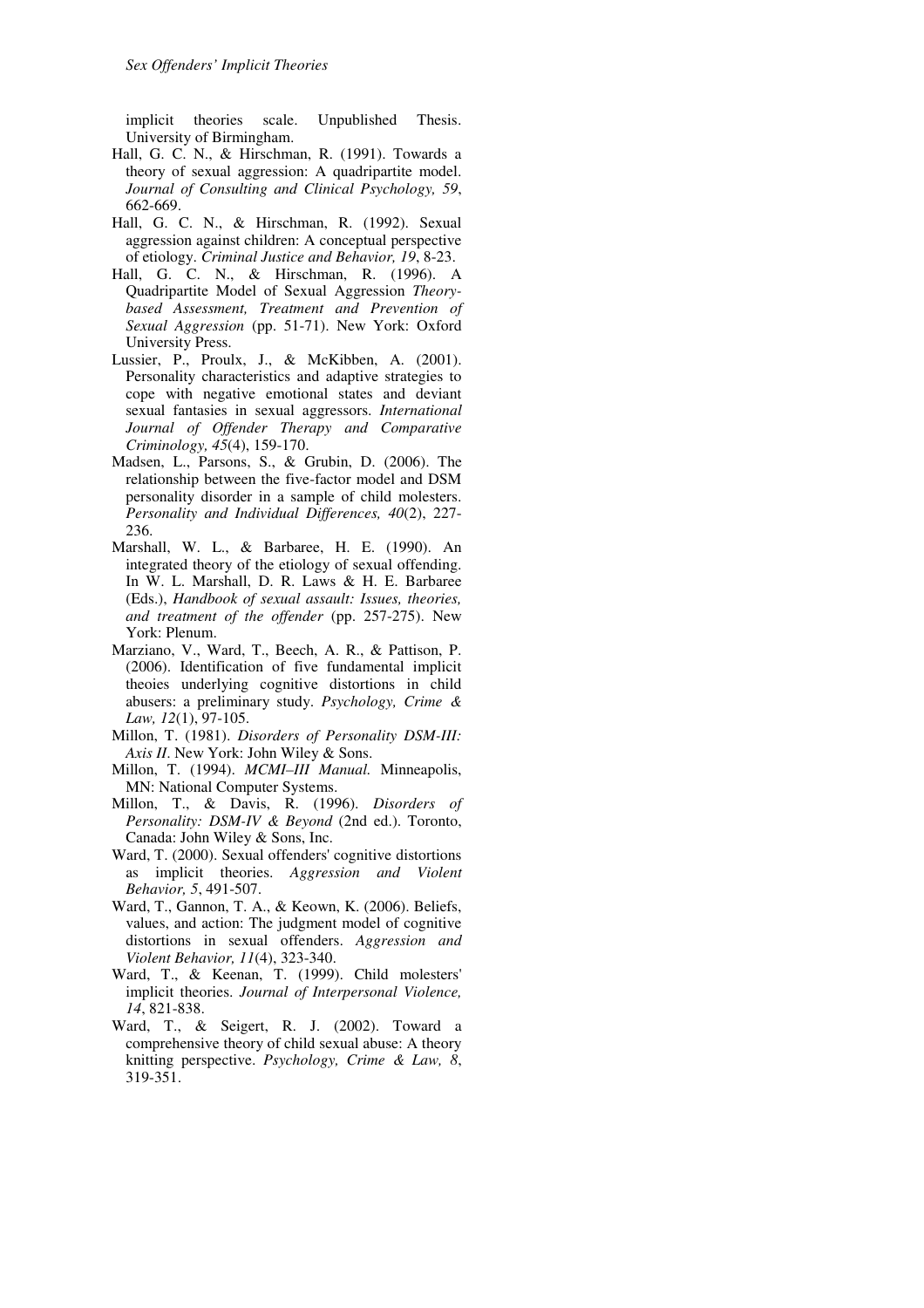implicit theories scale. Unpublished Thesis. University of Birmingham.

Hall, G. C. N., & Hirschman, R. (1991). Towards a theory of sexual aggression: A quadripartite model. *Journal of Consulting and Clinical Psychology, 59*, 662-669.

Hall, G. C. N., & Hirschman, R. (1992). Sexual aggression against children: A conceptual perspective of etiology. *Criminal Justice and Behavior, 19*, 8-23.

Hall, G. C. N., & Hirschman, R. (1996). A Quadripartite Model of Sexual Aggression *Theory-based Assessment, Treatment and Prevention of Sexual Aggression* (pp. 51-71). New York: Oxford University Press.

Lussier, P., Proulx, J., & McKibben, A. (2001). Personality characteristics and adaptive strategies to cope with negative emotional states and deviant sexual fantasies in sexual aggressors. *International Journal of Offender Therapy and Comparative Criminology, 45*(4), 159-170.

Madsen, L., Parsons, S., & Grubin, D. (2006). The relationship between the five-factor model and DSM personality disorder in a sample of child molesters. *Personality and Individual Differences, 40*(2), 227-236.

Marshall, W. L., & Barbaree, H. E. (1990). An integrated theory of the etiology of sexual offending. In W. L. Marshall, D. R. Laws & H. E. Barbaree (Eds.), *Handbook of sexual assault: Issues, theories, and treatment of the offender* (pp. 257-275). New York: Plenum.

Marziano, V., Ward, T., Beech, A. R., & Pattison, P. (2006). Identification of five fundamental implicit theoies underlying cognitive distortions in child abusers: a preliminary study. *Psychology, Crime & Law, 12*(1), 97-105.

Millon, T. (1981). *Disorders of Personality DSM-III: Axis II*. New York: John Wiley & Sons.

Millon, T. (1994). *MCMI–III Manual.* Minneapolis, MN: National Computer Systems.

Millon, T., & Davis, R. (1996). *Disorders of Personality: DSM-IV & Beyond* (2nd ed.). Toronto, Canada: John Wiley & Sons, Inc.

Ward, T. (2000). Sexual offenders' cognitive distortions as implicit theories. *Aggression and Violent Behavior, 5*, 491-507.

Ward, T., Gannon, T. A., & Keown, K. (2006). Beliefs, values, and action: The judgment model of cognitive distortions in sexual offenders. *Aggression and Violent Behavior, 11*(4), 323-340.

Ward, T., & Keenan, T. (1999). Child molesters' implicit theories. *Journal of Interpersonal Violence, 14*, 821-838.

Ward, T., & Seigert, R. J. (2002). Toward a comprehensive theory of child sexual abuse: A theory knitting perspective. *Psychology, Crime & Law, 8*, 319-351.